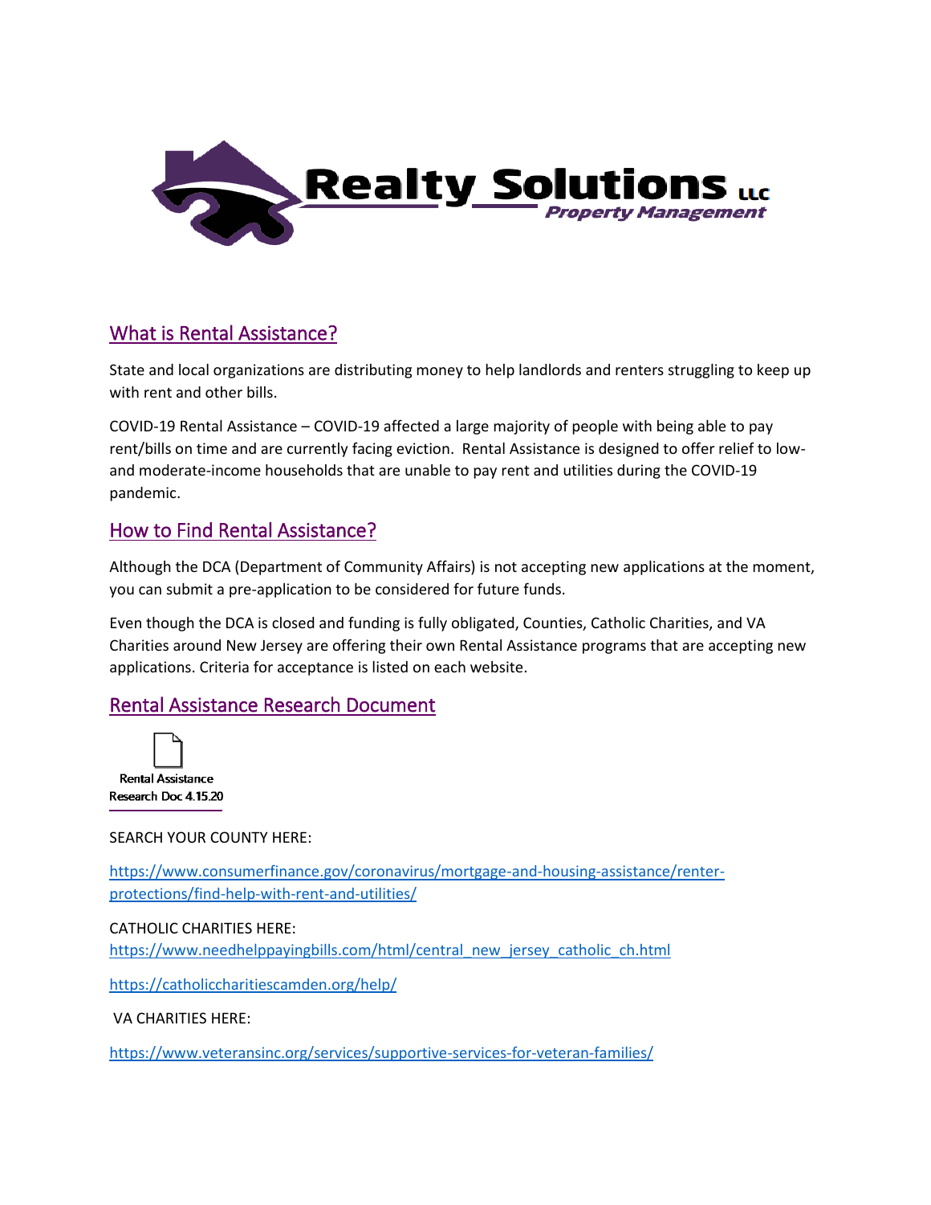# Realty Solutions LLC

*Property Management*

## What is Rental Assistance?

State and local organizations are distributing money to help landlords and renters struggling to keep up with rent and other bills.

COVID-19 Rental Assistance – COVID-19 affected a large majority of people with being able to pay rent/bills on time and are currently facing eviction. Rental Assistance is designed to offer relief to low- and moderate-income households that are unable to pay rent and utilities during the COVID-19 pandemic.

## How to Find Rental Assistance?

Although the DCA (Department of Community Affairs) is not accepting new applications at the moment, you can submit a pre-application to be considered for future funds.

Even though the DCA is closed and funding is fully obligated, Counties, Catholic Charities, and VA Charities around New Jersey are offering their own Rental Assistance programs that are accepting new applications. Criteria for acceptance is listed on each website.

## Rental Assistance Research Document

Rental Assistance Research Doc 4.15.20

SEARCH YOUR COUNTY HERE:

https://www.consumerfinance.gov/coronavirus/mortgage-and-housing-assistance/renter-protections/find-help-with-rent-and-utilities/

CATHOLIC CHARITIES HERE:

https://www.needhelppayingbills.com/html/central_new_jersey_catholic_ch.html

https://catholiccharitiescamden.org/help/

VA CHARITIES HERE:

https://www.veteransinc.org/services/supportive-services-for-veteran-families/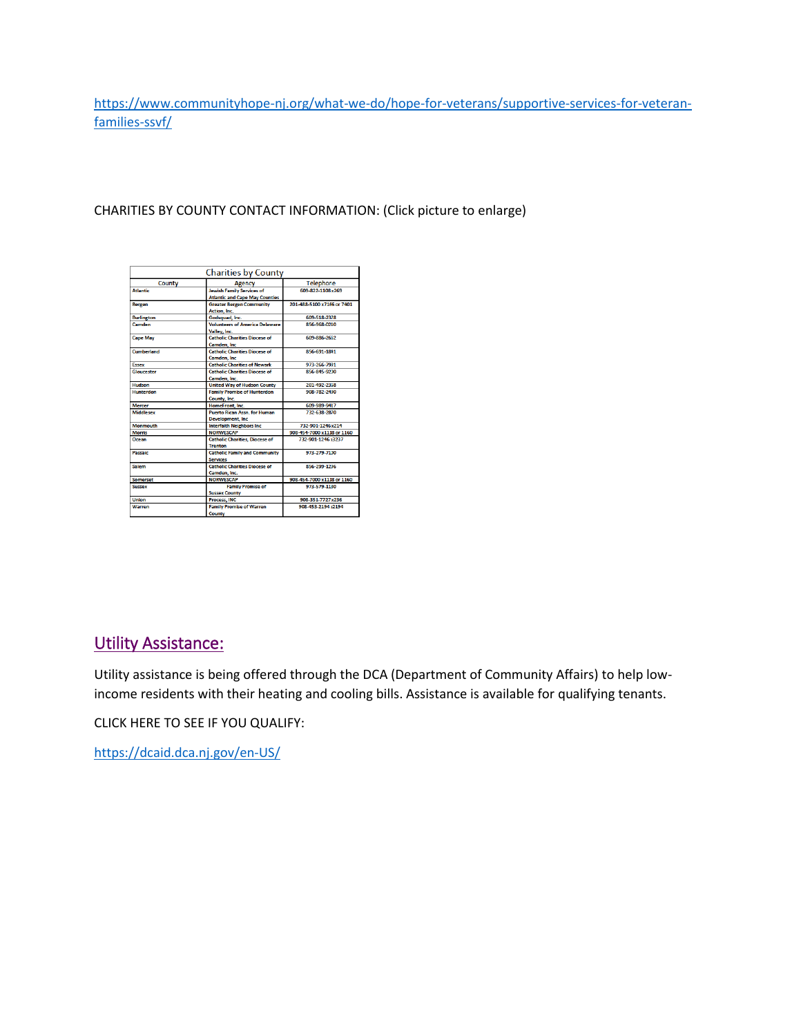https://www.communityhope-nj.org/what-we-do/hope-for-veterans/supportive-services-for-veteran-families-ssvf/

CHARITIES BY COUNTY CONTACT INFORMATION: (Click picture to enlarge)

| Charities by County | | |
|---|---|---|
| County | Agency | Telephone |
| Atlantic | Jewish Family Services of Atlantic and Cape May Counties | 609-822-1108 x269 |
| Bergen | Greater Bergen Community Action, Inc. | 201-488-5100 x7166 or 7401 |
| Burlington | Godsquad, Inc. | 609-518-2378 |
| Camden | Volunteers of America Delaware Valley, Inc. | 856-968-0210 |
| Cape May | Catholic Charities Diocese of Camden, Inc | 609-886-2662 |
| Cumberland | Catholic Charities Diocese of Camden, Inc | 856-691-1841 |
| Essex | Catholic Charities of Newark | 973-266-7991 |
| Gloucester | Catholic Charities Diocese of Camden, Inc. | 856-845-9200 |
| Hudson | United Way of Hudson County | 201-492-2358 |
| Hunterdon | Family Promise of Hunterdon County, Inc. | 908-782-2490 |
| Mercer | HomeFront, Inc | 609-989-9417 |
| Middlesex | Puerto Rican Assn. for Human Development, Inc | 732-638-2870 |
| Monmouth | Interfaith Neighbors Inc | 732-901-1246 x214 |
| Morris | NORWESCAP | 908-454-7000 x1138 or 1160 |
| Ocean | Catholic Charities, Diocese of Trenton | 732-901-1246 x3237 |
| Passaic | Catholic Family and Community Services | 973-279-7130 |
| Salem | Catholic Charities Diocese of Camden, Inc. | 856-299-1236 |
| Somerset | NORWESCAP | 908-454-7000 x1138 or 1160 |
| Sussex | Family Promise of Sussex County | 973-579-1130 |
| Union | Process, INC | 908-351-7727 x236 |
| Warren | Family Promise of Warren County | 908-453-2194 x2194 |

## Utility Assistance:

Utility assistance is being offered through the DCA (Department of Community Affairs) to help low-income residents with their heating and cooling bills. Assistance is available for qualifying tenants.

CLICK HERE TO SEE IF YOU QUALIFY:

https://dcaid.dca.nj.gov/en-US/